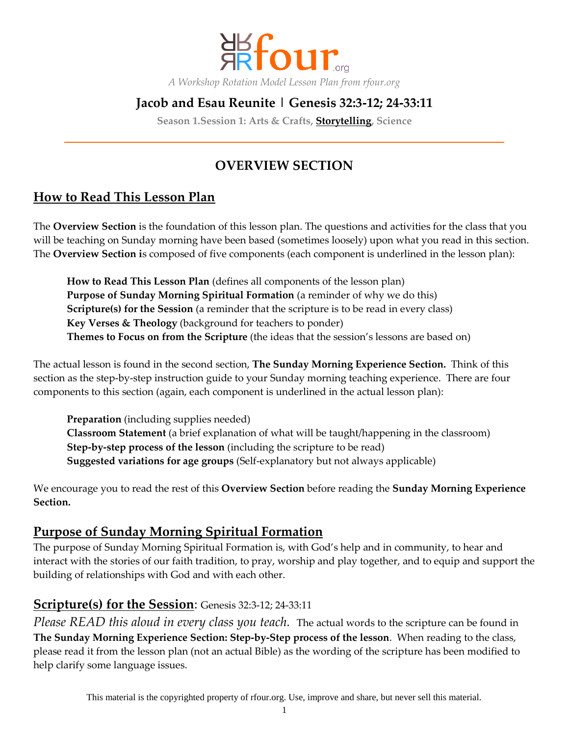rfour.org

*A Workshop Rotation Model Lesson Plan from rfour.org*

## Jacob and Esau Reunite | Genesis 32:3-12; 24-33:11

**Season 1.Session 1: Arts & Crafts, <u>Storytelling</u>, Science**

---

# OVERVIEW SECTION

## <u>How to Read This Lesson Plan</u>

The **Overview Section** is the foundation of this lesson plan. The questions and activities for the class that you will be teaching on Sunday morning have been based (sometimes loosely) upon what you read in this section. The **Overview Section i**s composed of five components (each component is underlined in the lesson plan):

> **How to Read This Lesson Plan** (defines all components of the lesson plan)
> **Purpose of Sunday Morning Spiritual Formation** (a reminder of why we do this)
> **Scripture(s) for the Session** (a reminder that the scripture is to be read in every class)
> **Key Verses & Theology** (background for teachers to ponder)
> **Themes to Focus on from the Scripture** (the ideas that the session's lessons are based on)

The actual lesson is found in the second section, **The Sunday Morning Experience Section.** Think of this section as the step-by-step instruction guide to your Sunday morning teaching experience. There are four components to this section (again, each component is underlined in the actual lesson plan):

> **Preparation** (including supplies needed)
> **Classroom Statement** (a brief explanation of what will be taught/happening in the classroom)
> **Step-by-step process of the lesson** (including the scripture to be read)
> **Suggested variations for age groups** (Self-explanatory but not always applicable)

We encourage you to read the rest of this **Overview Section** before reading the **Sunday Morning Experience Section.**

## <u>Purpose of Sunday Morning Spiritual Formation</u>

The purpose of Sunday Morning Spiritual Formation is, with God's help and in community, to hear and interact with the stories of our faith tradition, to pray, worship and play together, and to equip and support the building of relationships with God and with each other.

## <u>Scripture(s) for the Session</u>: Genesis 32:3-12; 24-33:11

*Please READ this aloud in every class you teach.* The actual words to the scripture can be found in **The Sunday Morning Experience Section: Step-by-Step process of the lesson**. When reading to the class, please read it from the lesson plan (not an actual Bible) as the wording of the scripture has been modified to help clarify some language issues.

This material is the copyrighted property of rfour.org. Use, improve and share, but never sell this material.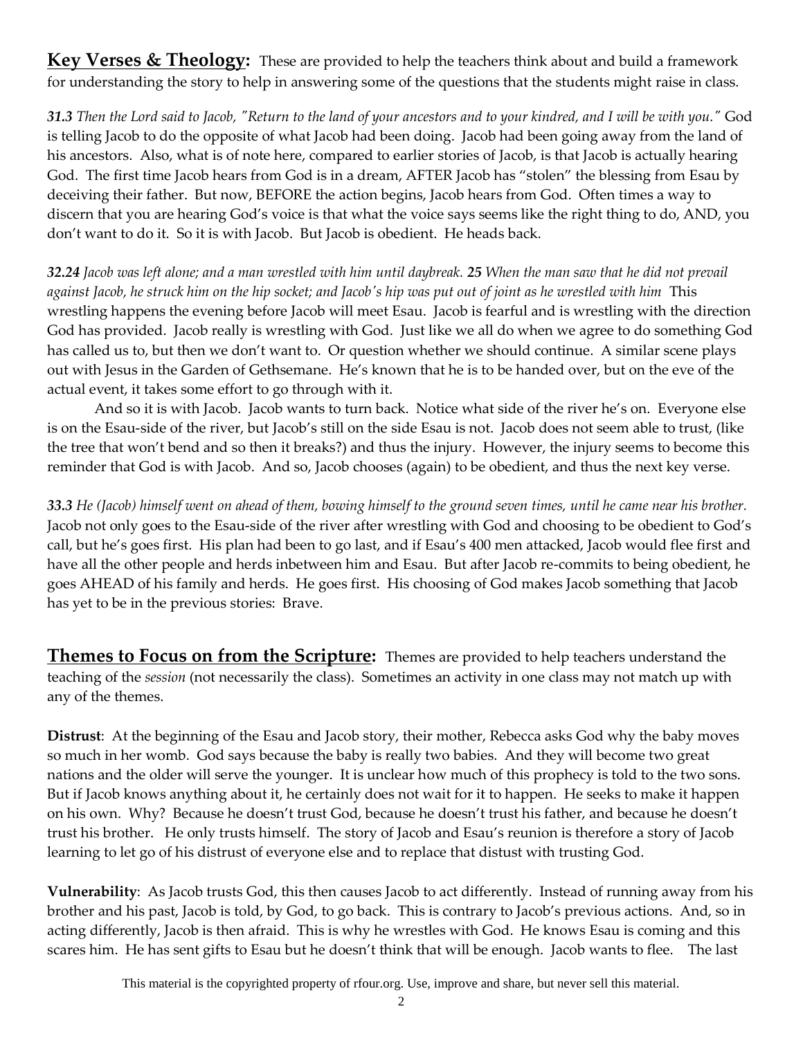**Key Verses & Theology:** These are provided to help the teachers think about and build a framework for understanding the story to help in answering some of the questions that the students might raise in class.

***31.3*** *Then the Lord said to Jacob, "Return to the land of your ancestors and to your kindred, and I will be with you."* God is telling Jacob to do the opposite of what Jacob had been doing. Jacob had been going away from the land of his ancestors. Also, what is of note here, compared to earlier stories of Jacob, is that Jacob is actually hearing God. The first time Jacob hears from God is in a dream, AFTER Jacob has "stolen" the blessing from Esau by deceiving their father. But now, BEFORE the action begins, Jacob hears from God. Often times a way to discern that you are hearing God's voice is that what the voice says seems like the right thing to do, AND, you don't want to do it. So it is with Jacob. But Jacob is obedient. He heads back.

***32.24*** *Jacob was left alone; and a man wrestled with him until daybreak.* ***25*** *When the man saw that he did not prevail against Jacob, he struck him on the hip socket; and Jacob's hip was put out of joint as he wrestled with him* This wrestling happens the evening before Jacob will meet Esau. Jacob is fearful and is wrestling with the direction God has provided. Jacob really is wrestling with God. Just like we all do when we agree to do something God has called us to, but then we don't want to. Or question whether we should continue. A similar scene plays out with Jesus in the Garden of Gethsemane. He's known that he is to be handed over, but on the eve of the actual event, it takes some effort to go through with it.

And so it is with Jacob. Jacob wants to turn back. Notice what side of the river he's on. Everyone else is on the Esau-side of the river, but Jacob's still on the side Esau is not. Jacob does not seem able to trust, (like the tree that won't bend and so then it breaks?) and thus the injury. However, the injury seems to become this reminder that God is with Jacob. And so, Jacob chooses (again) to be obedient, and thus the next key verse.

***33.3*** *He (Jacob) himself went on ahead of them, bowing himself to the ground seven times, until he came near his brother.* Jacob not only goes to the Esau-side of the river after wrestling with God and choosing to be obedient to God's call, but he's goes first. His plan had been to go last, and if Esau's 400 men attacked, Jacob would flee first and have all the other people and herds inbetween him and Esau. But after Jacob re-commits to being obedient, he goes AHEAD of his family and herds. He goes first. His choosing of God makes Jacob something that Jacob has yet to be in the previous stories: Brave.

**Themes to Focus on from the Scripture:** Themes are provided to help teachers understand the teaching of the *session* (not necessarily the class). Sometimes an activity in one class may not match up with any of the themes.

**Distrust**: At the beginning of the Esau and Jacob story, their mother, Rebecca asks God why the baby moves so much in her womb. God says because the baby is really two babies. And they will become two great nations and the older will serve the younger. It is unclear how much of this prophecy is told to the two sons. But if Jacob knows anything about it, he certainly does not wait for it to happen. He seeks to make it happen on his own. Why? Because he doesn't trust God, because he doesn't trust his father, and because he doesn't trust his brother. He only trusts himself. The story of Jacob and Esau's reunion is therefore a story of Jacob learning to let go of his distrust of everyone else and to replace that distust with trusting God.

**Vulnerability**: As Jacob trusts God, this then causes Jacob to act differently. Instead of running away from his brother and his past, Jacob is told, by God, to go back. This is contrary to Jacob's previous actions. And, so in acting differently, Jacob is then afraid. This is why he wrestles with God. He knows Esau is coming and this scares him. He has sent gifts to Esau but he doesn't think that will be enough. Jacob wants to flee. The last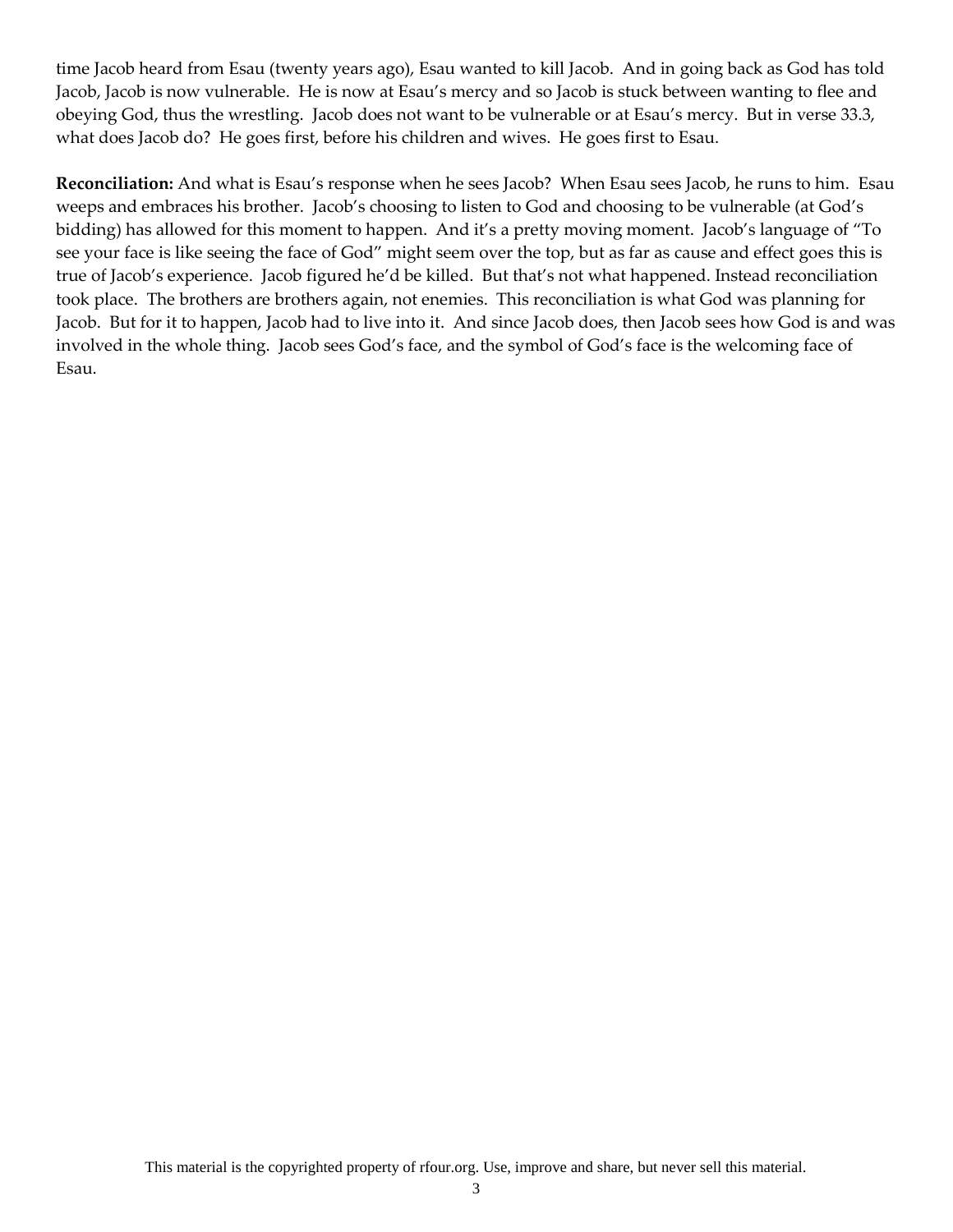time Jacob heard from Esau (twenty years ago), Esau wanted to kill Jacob. And in going back as God has told Jacob, Jacob is now vulnerable. He is now at Esau's mercy and so Jacob is stuck between wanting to flee and obeying God, thus the wrestling. Jacob does not want to be vulnerable or at Esau's mercy. But in verse 33.3, what does Jacob do? He goes first, before his children and wives. He goes first to Esau.

**Reconciliation:** And what is Esau's response when he sees Jacob? When Esau sees Jacob, he runs to him. Esau weeps and embraces his brother. Jacob's choosing to listen to God and choosing to be vulnerable (at God's bidding) has allowed for this moment to happen. And it's a pretty moving moment. Jacob's language of "To see your face is like seeing the face of God" might seem over the top, but as far as cause and effect goes this is true of Jacob's experience. Jacob figured he'd be killed. But that's not what happened. Instead reconciliation took place. The brothers are brothers again, not enemies. This reconciliation is what God was planning for Jacob. But for it to happen, Jacob had to live into it. And since Jacob does, then Jacob sees how God is and was involved in the whole thing. Jacob sees God's face, and the symbol of God's face is the welcoming face of Esau.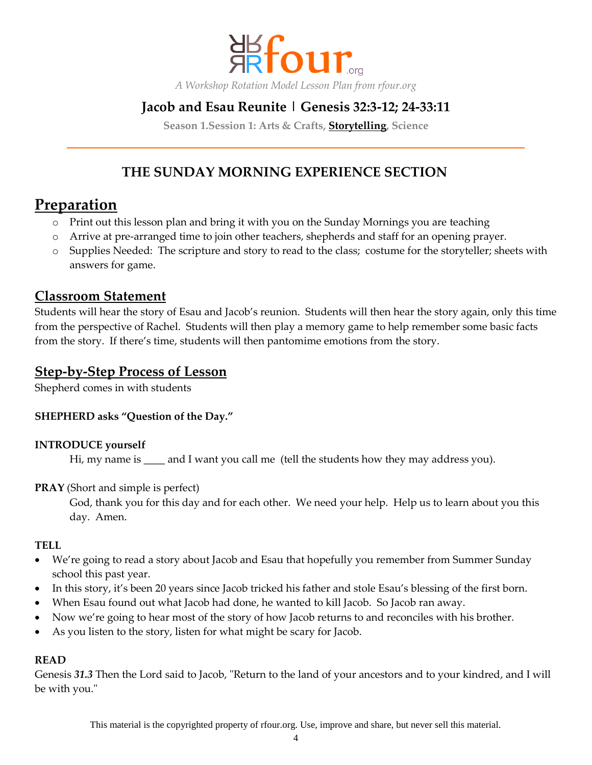rfour.org

*A Workshop Rotation Model Lesson Plan from rfour.org*

## Jacob and Esau Reunite | Genesis 32:3-12; 24-33:11

**Season 1.Session 1: Arts & Crafts, Storytelling, Science**

# THE SUNDAY MORNING EXPERIENCE SECTION

## Preparation

- Print out this lesson plan and bring it with you on the Sunday Mornings you are teaching
- Arrive at pre-arranged time to join other teachers, shepherds and staff for an opening prayer.
- Supplies Needed: The scripture and story to read to the class; costume for the storyteller; sheets with answers for game.

## Classroom Statement

Students will hear the story of Esau and Jacob's reunion. Students will then hear the story again, only this time from the perspective of Rachel. Students will then play a memory game to help remember some basic facts from the story. If there's time, students will then pantomime emotions from the story.

## Step-by-Step Process of Lesson

Shepherd comes in with students

**SHEPHERD asks "Question of the Day."**

**INTRODUCE yourself**

Hi, my name is ____ and I want you call me (tell the students how they may address you).

**PRAY** (Short and simple is perfect)

God, thank you for this day and for each other. We need your help. Help us to learn about you this day. Amen.

**TELL**

- We're going to read a story about Jacob and Esau that hopefully you remember from Summer Sunday school this past year.
- In this story, it's been 20 years since Jacob tricked his father and stole Esau's blessing of the first born.
- When Esau found out what Jacob had done, he wanted to kill Jacob. So Jacob ran away.
- Now we're going to hear most of the story of how Jacob returns to and reconciles with his brother.
- As you listen to the story, listen for what might be scary for Jacob.

**READ**

Genesis ***31.3*** Then the Lord said to Jacob, "Return to the land of your ancestors and to your kindred, and I will be with you."

This material is the copyrighted property of rfour.org. Use, improve and share, but never sell this material.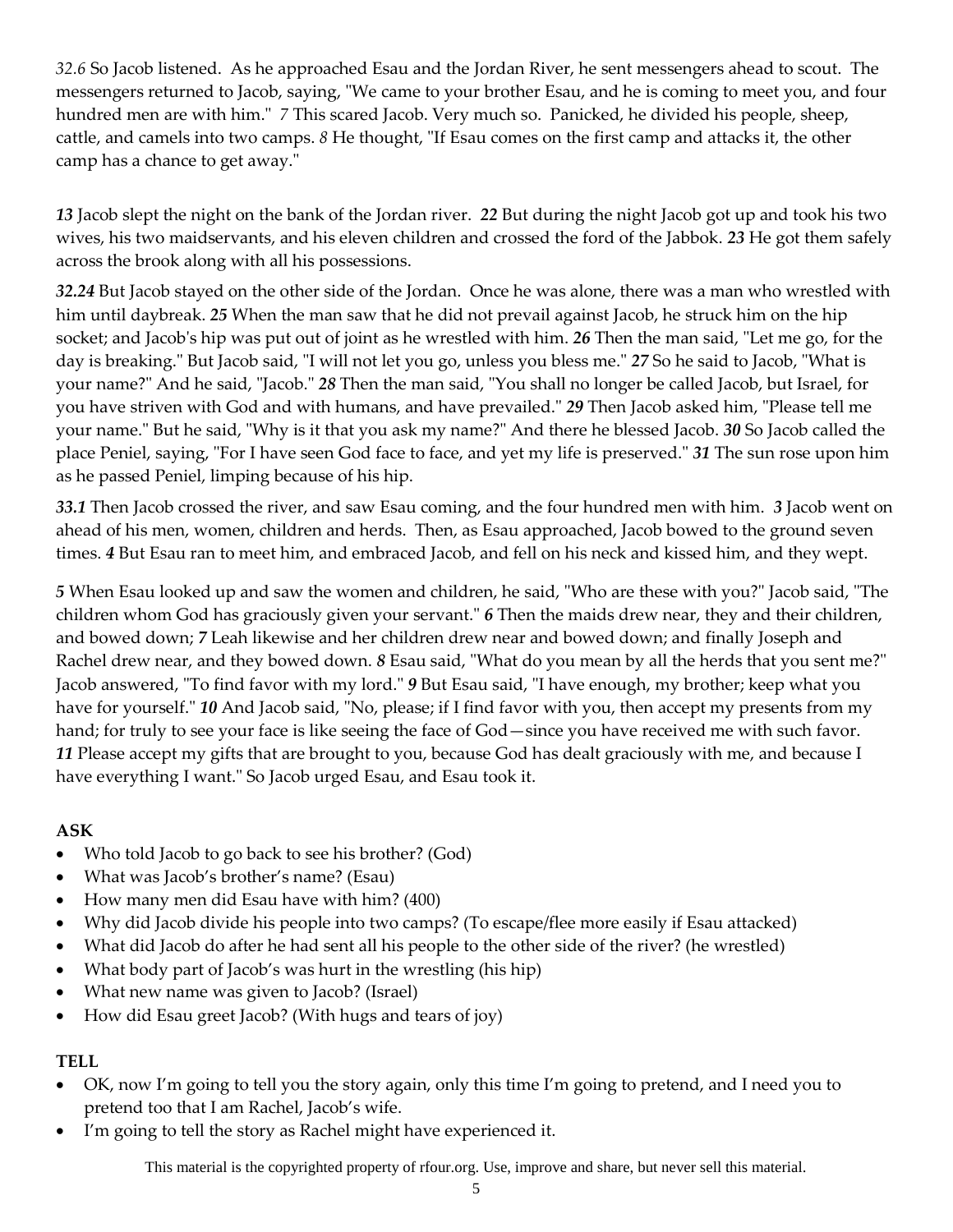*32.6* So Jacob listened. As he approached Esau and the Jordan River, he sent messengers ahead to scout. The messengers returned to Jacob, saying, "We came to your brother Esau, and he is coming to meet you, and four hundred men are with him." *7* This scared Jacob. Very much so. Panicked, he divided his people, sheep, cattle, and camels into two camps. *8* He thought, "If Esau comes on the first camp and attacks it, the other camp has a chance to get away."

***13*** Jacob slept the night on the bank of the Jordan river. ***22*** But during the night Jacob got up and took his two wives, his two maidservants, and his eleven children and crossed the ford of the Jabbok. ***23*** He got them safely across the brook along with all his possessions.

***32.24*** But Jacob stayed on the other side of the Jordan. Once he was alone, there was a man who wrestled with him until daybreak. ***25*** When the man saw that he did not prevail against Jacob, he struck him on the hip socket; and Jacob's hip was put out of joint as he wrestled with him. ***26*** Then the man said, "Let me go, for the day is breaking." But Jacob said, "I will not let you go, unless you bless me." ***27*** So he said to Jacob, "What is your name?" And he said, "Jacob." ***28*** Then the man said, "You shall no longer be called Jacob, but Israel, for you have striven with God and with humans, and have prevailed." ***29*** Then Jacob asked him, "Please tell me your name." But he said, "Why is it that you ask my name?" And there he blessed Jacob. ***30*** So Jacob called the place Peniel, saying, "For I have seen God face to face, and yet my life is preserved." ***31*** The sun rose upon him as he passed Peniel, limping because of his hip.

***33.1*** Then Jacob crossed the river, and saw Esau coming, and the four hundred men with him. ***3*** Jacob went on ahead of his men, women, children and herds. Then, as Esau approached, Jacob bowed to the ground seven times. ***4*** But Esau ran to meet him, and embraced Jacob, and fell on his neck and kissed him, and they wept.

***5*** When Esau looked up and saw the women and children, he said, "Who are these with you?" Jacob said, "The children whom God has graciously given your servant." ***6*** Then the maids drew near, they and their children, and bowed down; ***7*** Leah likewise and her children drew near and bowed down; and finally Joseph and Rachel drew near, and they bowed down. ***8*** Esau said, "What do you mean by all the herds that you sent me?" Jacob answered, "To find favor with my lord." ***9*** But Esau said, "I have enough, my brother; keep what you have for yourself." ***10*** And Jacob said, "No, please; if I find favor with you, then accept my presents from my hand; for truly to see your face is like seeing the face of God—since you have received me with such favor. ***11*** Please accept my gifts that are brought to you, because God has dealt graciously with me, and because I have everything I want." So Jacob urged Esau, and Esau took it.

**ASK**

- Who told Jacob to go back to see his brother? (God)
- What was Jacob's brother's name? (Esau)
- How many men did Esau have with him? (400)
- Why did Jacob divide his people into two camps? (To escape/flee more easily if Esau attacked)
- What did Jacob do after he had sent all his people to the other side of the river? (he wrestled)
- What body part of Jacob's was hurt in the wrestling (his hip)
- What new name was given to Jacob? (Israel)
- How did Esau greet Jacob? (With hugs and tears of joy)

**TELL**

- OK, now I'm going to tell you the story again, only this time I'm going to pretend, and I need you to pretend too that I am Rachel, Jacob's wife.
- I'm going to tell the story as Rachel might have experienced it.

This material is the copyrighted property of rfour.org. Use, improve and share, but never sell this material.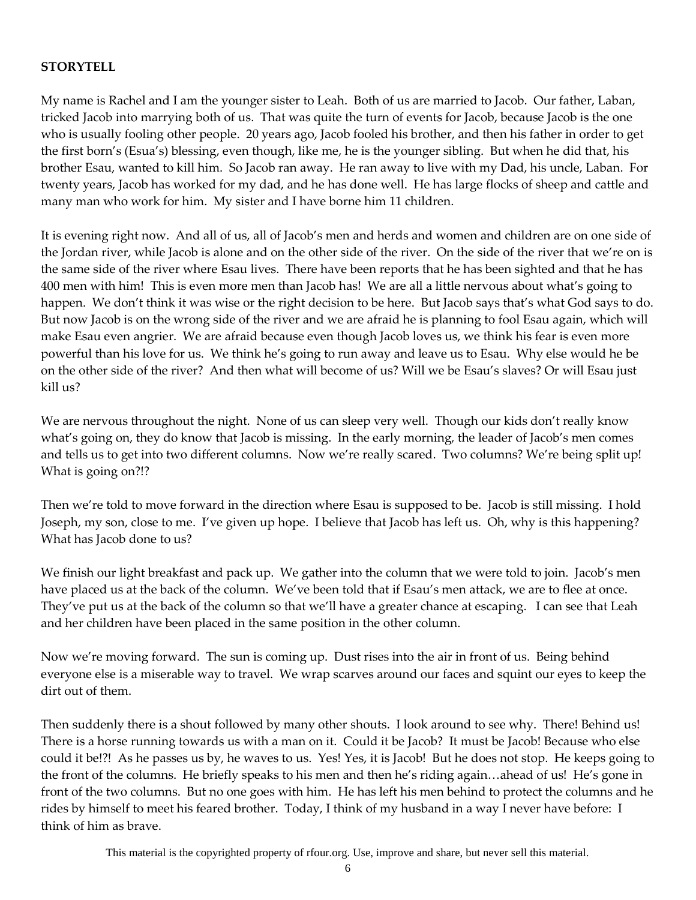**STORYTELL**

My name is Rachel and I am the younger sister to Leah. Both of us are married to Jacob. Our father, Laban, tricked Jacob into marrying both of us. That was quite the turn of events for Jacob, because Jacob is the one who is usually fooling other people. 20 years ago, Jacob fooled his brother, and then his father in order to get the first born's (Esua's) blessing, even though, like me, he is the younger sibling. But when he did that, his brother Esau, wanted to kill him. So Jacob ran away. He ran away to live with my Dad, his uncle, Laban. For twenty years, Jacob has worked for my dad, and he has done well. He has large flocks of sheep and cattle and many man who work for him. My sister and I have borne him 11 children.

It is evening right now. And all of us, all of Jacob's men and herds and women and children are on one side of the Jordan river, while Jacob is alone and on the other side of the river. On the side of the river that we're on is the same side of the river where Esau lives. There have been reports that he has been sighted and that he has 400 men with him! This is even more men than Jacob has! We are all a little nervous about what's going to happen. We don't think it was wise or the right decision to be here. But Jacob says that's what God says to do. But now Jacob is on the wrong side of the river and we are afraid he is planning to fool Esau again, which will make Esau even angrier. We are afraid because even though Jacob loves us, we think his fear is even more powerful than his love for us. We think he's going to run away and leave us to Esau. Why else would he be on the other side of the river? And then what will become of us? Will we be Esau's slaves? Or will Esau just kill us?

We are nervous throughout the night. None of us can sleep very well. Though our kids don't really know what's going on, they do know that Jacob is missing. In the early morning, the leader of Jacob's men comes and tells us to get into two different columns. Now we're really scared. Two columns? We're being split up! What is going on?!?

Then we're told to move forward in the direction where Esau is supposed to be. Jacob is still missing. I hold Joseph, my son, close to me. I've given up hope. I believe that Jacob has left us. Oh, why is this happening? What has Jacob done to us?

We finish our light breakfast and pack up. We gather into the column that we were told to join. Jacob's men have placed us at the back of the column. We've been told that if Esau's men attack, we are to flee at once. They've put us at the back of the column so that we'll have a greater chance at escaping. I can see that Leah and her children have been placed in the same position in the other column.

Now we're moving forward. The sun is coming up. Dust rises into the air in front of us. Being behind everyone else is a miserable way to travel. We wrap scarves around our faces and squint our eyes to keep the dirt out of them.

Then suddenly there is a shout followed by many other shouts. I look around to see why. There! Behind us! There is a horse running towards us with a man on it. Could it be Jacob? It must be Jacob! Because who else could it be!?! As he passes us by, he waves to us. Yes! Yes, it is Jacob! But he does not stop. He keeps going to the front of the columns. He briefly speaks to his men and then he's riding again…ahead of us! He's gone in front of the two columns. But no one goes with him. He has left his men behind to protect the columns and he rides by himself to meet his feared brother. Today, I think of my husband in a way I never have before: I think of him as brave.

This material is the copyrighted property of rfour.org. Use, improve and share, but never sell this material.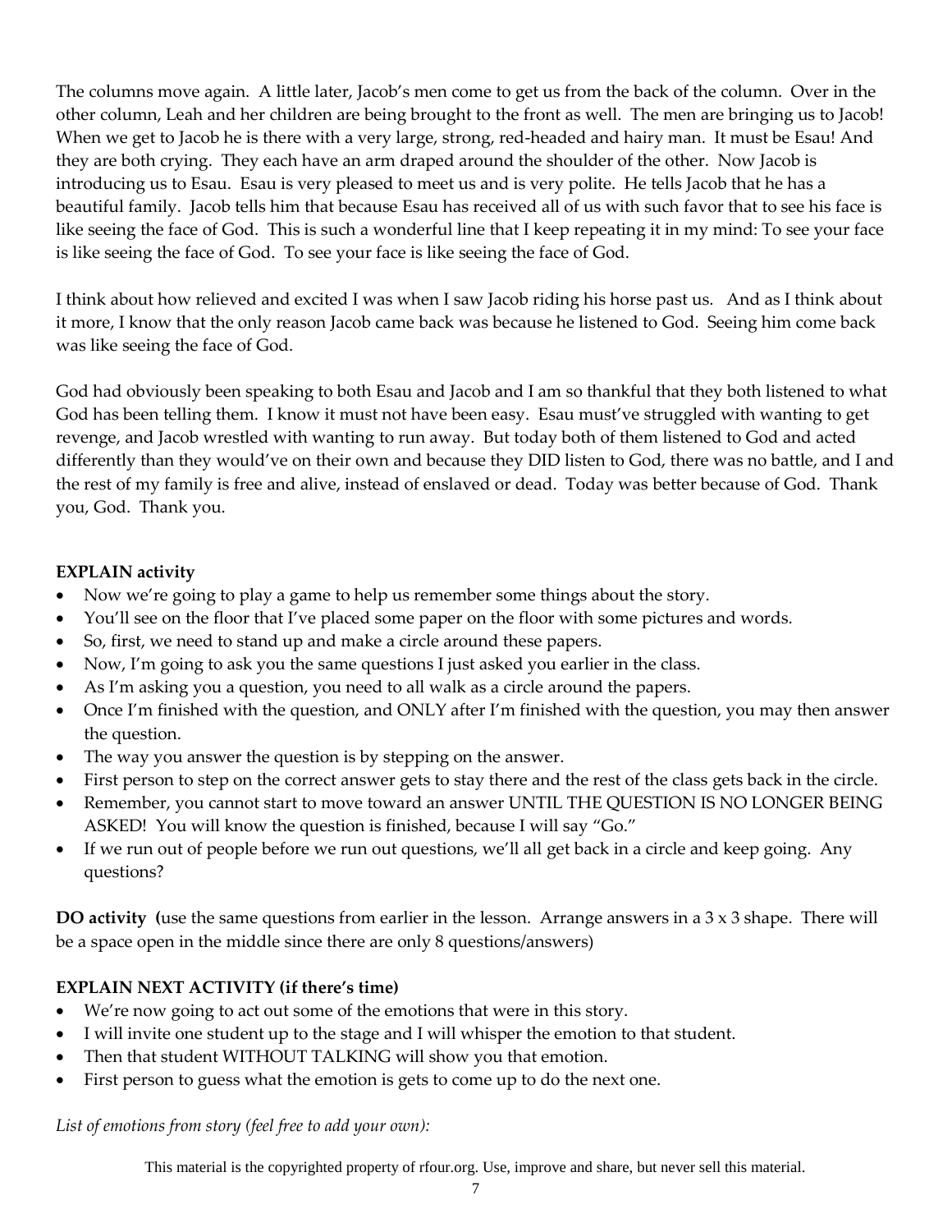The columns move again. A little later, Jacob's men come to get us from the back of the column. Over in the other column, Leah and her children are being brought to the front as well. The men are bringing us to Jacob! When we get to Jacob he is there with a very large, strong, red-headed and hairy man. It must be Esau! And they are both crying. They each have an arm draped around the shoulder of the other. Now Jacob is introducing us to Esau. Esau is very pleased to meet us and is very polite. He tells Jacob that he has a beautiful family. Jacob tells him that because Esau has received all of us with such favor that to see his face is like seeing the face of God. This is such a wonderful line that I keep repeating it in my mind: To see your face is like seeing the face of God. To see your face is like seeing the face of God.

I think about how relieved and excited I was when I saw Jacob riding his horse past us. And as I think about it more, I know that the only reason Jacob came back was because he listened to God. Seeing him come back was like seeing the face of God.

God had obviously been speaking to both Esau and Jacob and I am so thankful that they both listened to what God has been telling them. I know it must not have been easy. Esau must've struggled with wanting to get revenge, and Jacob wrestled with wanting to run away. But today both of them listened to God and acted differently than they would've on their own and because they DID listen to God, there was no battle, and I and the rest of my family is free and alive, instead of enslaved or dead. Today was better because of God. Thank you, God. Thank you.

**EXPLAIN activity**

- Now we're going to play a game to help us remember some things about the story.
- You'll see on the floor that I've placed some paper on the floor with some pictures and words.
- So, first, we need to stand up and make a circle around these papers.
- Now, I'm going to ask you the same questions I just asked you earlier in the class.
- As I'm asking you a question, you need to all walk as a circle around the papers.
- Once I'm finished with the question, and ONLY after I'm finished with the question, you may then answer the question.
- The way you answer the question is by stepping on the answer.
- First person to step on the correct answer gets to stay there and the rest of the class gets back in the circle.
- Remember, you cannot start to move toward an answer UNTIL THE QUESTION IS NO LONGER BEING ASKED! You will know the question is finished, because I will say "Go."
- If we run out of people before we run out questions, we'll all get back in a circle and keep going. Any questions?

**DO activity** (use the same questions from earlier in the lesson. Arrange answers in a 3 x 3 shape. There will be a space open in the middle since there are only 8 questions/answers)

**EXPLAIN NEXT ACTIVITY (if there's time)**

- We're now going to act out some of the emotions that were in this story.
- I will invite one student up to the stage and I will whisper the emotion to that student.
- Then that student WITHOUT TALKING will show you that emotion.
- First person to guess what the emotion is gets to come up to do the next one.

*List of emotions from story (feel free to add your own):*

This material is the copyrighted property of rfour.org. Use, improve and share, but never sell this material.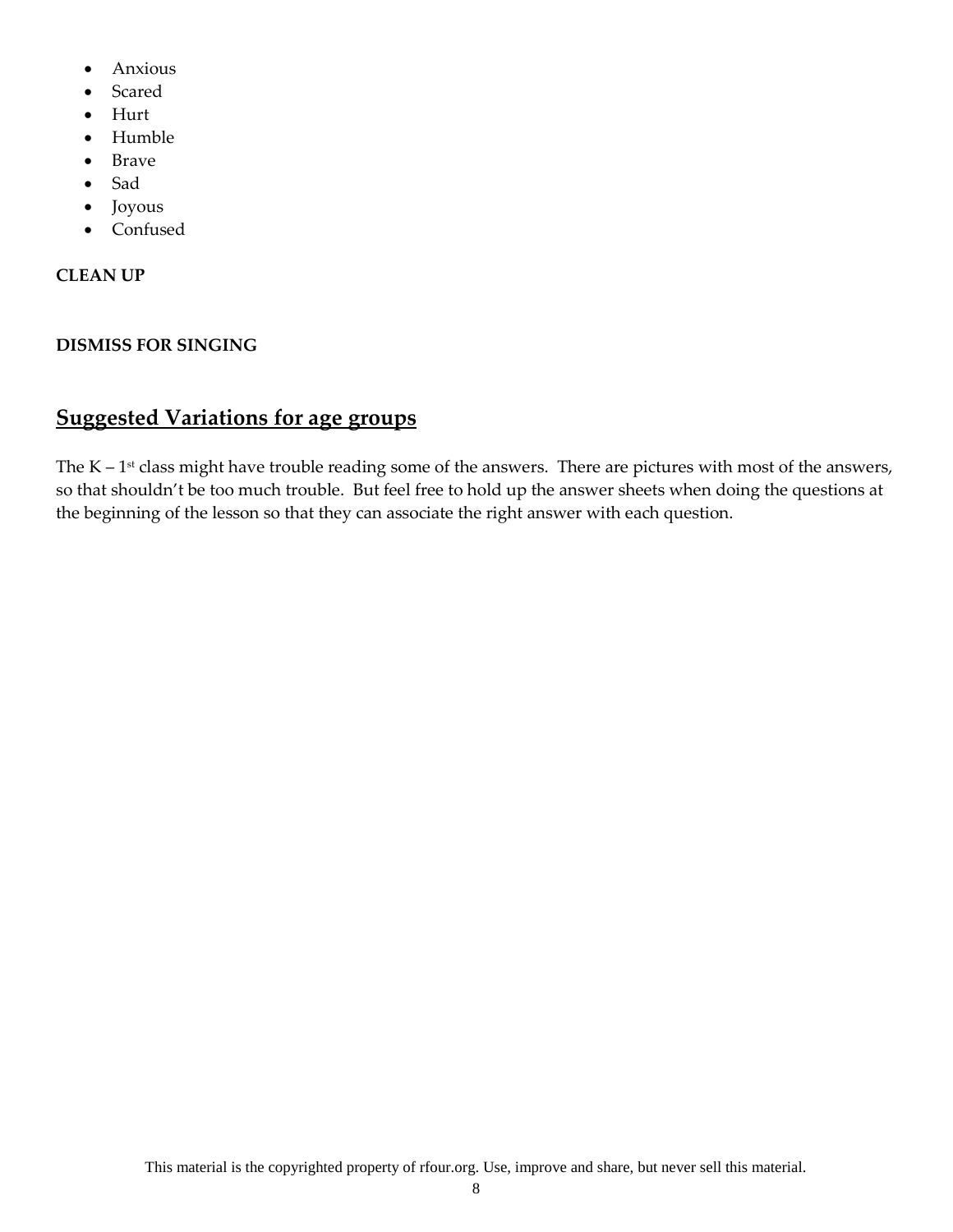- Anxious
- Scared
- Hurt
- Humble
- Brave
- Sad
- Joyous
- Confused

**CLEAN UP**

**DISMISS FOR SINGING**

## Suggested Variations for age groups

The K – 1st class might have trouble reading some of the answers. There are pictures with most of the answers, so that shouldn't be too much trouble. But feel free to hold up the answer sheets when doing the questions at the beginning of the lesson so that they can associate the right answer with each question.

This material is the copyrighted property of rfour.org. Use, improve and share, but never sell this material.